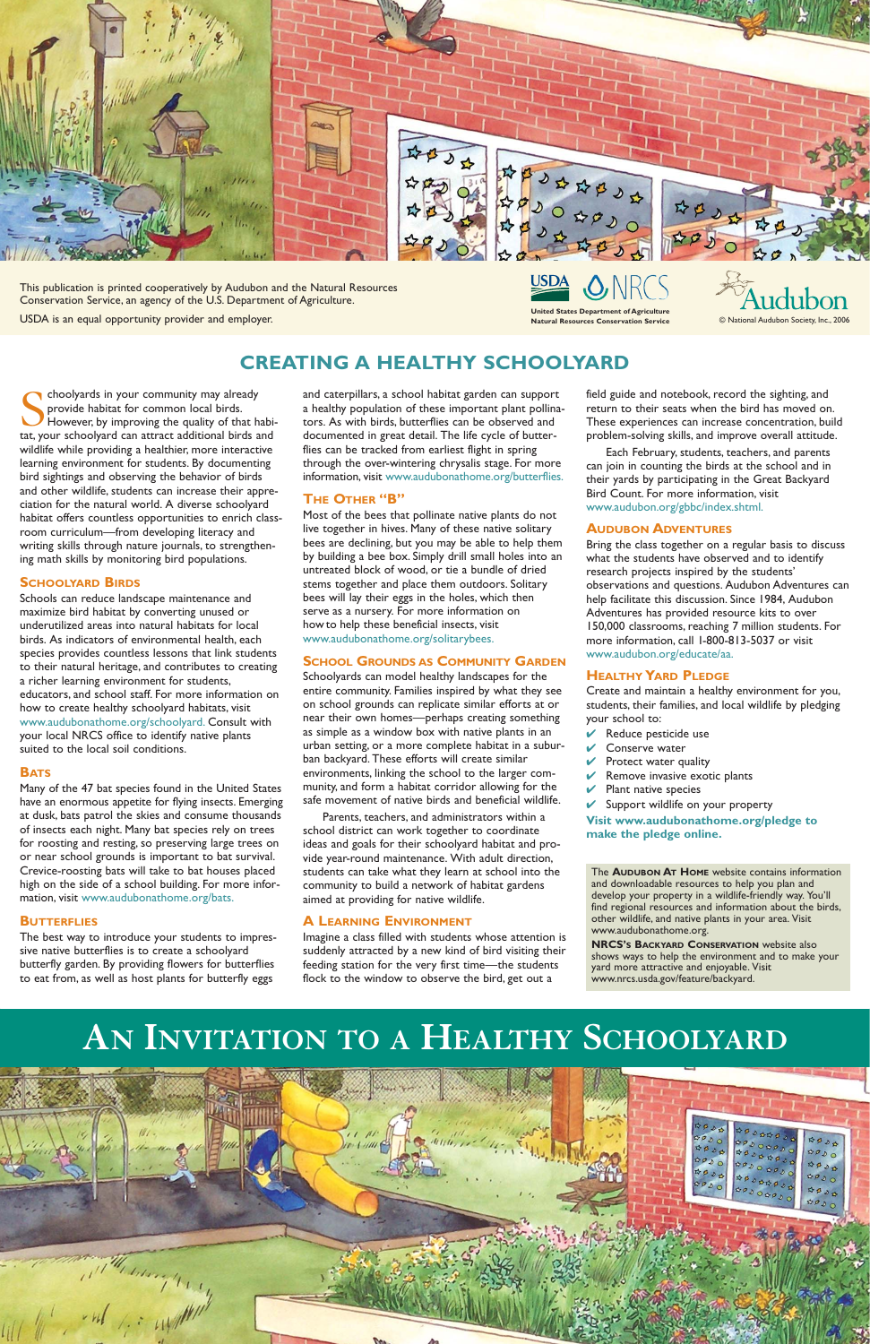This publication is printed cooperatively by Audubon and the Natural Resources Conservation Service, an agency of the U.S. Department of Agriculture.

USDA is an equal opportunity provider and employer.

USDA NRCS United States Department of Agriculture Natural Resources Conservation Service

Audubon © National Audubon Society, Inc., 2006

# CREATING A HEALTHY SCHOOLYARD

Schoolyards in your community may already provide habitat for common local birds. However, by improving the quality of that habitat, your schoolyard can attract additional birds and wildlife while providing a healthier, more interactive learning environment for students. By documenting bird sightings and observing the behavior of birds and other wildlife, students can increase their appreciation for the natural world. A diverse schoolyard habitat offers countless opportunities to enrich classroom curriculum—from developing literacy and writing skills through nature journals, to strengthening math skills by monitoring bird populations.

## Schoolyard Birds

Schools can reduce landscape maintenance and maximize bird habitat by converting unused or underutilized areas into natural habitats for local birds. As indicators of environmental health, each species provides countless lessons that link students to their natural heritage, and contributes to creating a richer learning environment for students, educators, and school staff. For more information on how to create healthy schoolyard habitats, visit www.audubonathome.org/schoolyard. Consult with your local NRCS office to identify native plants suited to the local soil conditions.

## Bats

Many of the 47 bat species found in the United States have an enormous appetite for flying insects. Emerging at dusk, bats patrol the skies and consume thousands of insects each night. Many bat species rely on trees for roosting and resting, so preserving large trees on or near school grounds is important to bat survival. Crevice-roosting bats will take to bat houses placed high on the side of a school building. For more information, visit www.audubonathome.org/bats.

## Butterflies

The best way to introduce your students to impressive native butterflies is to create a schoolyard butterfly garden. By providing flowers for butterflies to eat from, as well as host plants for butterfly eggs and caterpillars, a school habitat garden can support a healthy population of these important plant pollinators. As with birds, butterflies can be observed and documented in great detail. The life cycle of butterflies can be tracked from earliest flight in spring through the over-wintering chrysalis stage. For more information, visit www.audubonathome.org/butterflies.

## The Other "B"

Most of the bees that pollinate native plants do not live together in hives. Many of these native solitary bees are declining, but you may be able to help them by building a bee box. Simply drill small holes into an untreated block of wood, or tie a bundle of dried stems together and place them outdoors. Solitary bees will lay their eggs in the holes, which then serve as a nursery. For more information on how to help these beneficial insects, visit www.audubonathome.org/solitarybees.

## School Grounds as Community Garden

Schoolyards can model healthy landscapes for the entire community. Families inspired by what they see on school grounds can replicate similar efforts at or near their own homes—perhaps creating something as simple as a window box with native plants in an urban setting, or a more complete habitat in a suburban backyard. These efforts will create similar environments, linking the school to the larger community, and form a habitat corridor allowing for the safe movement of native birds and beneficial wildlife.

Parents, teachers, and administrators within a school district can work together to coordinate ideas and goals for their schoolyard habitat and provide year-round maintenance. With adult direction, students can take what they learn at school into the community to build a network of habitat gardens aimed at providing for native wildlife.

## A Learning Environment

Imagine a class filled with students whose attention is suddenly attracted by a new kind of bird visiting their feeding station for the very first time—the students flock to the window to observe the bird, get out a field guide and notebook, record the sighting, and return to their seats when the bird has moved on. These experiences can increase concentration, build problem-solving skills, and improve overall attitude.

Each February, students, teachers, and parents can join in counting the birds at the school and in their yards by participating in the Great Backyard Bird Count. For more information, visit www.audubon.org/gbbc/index.shtml.

## Audubon Adventures

Bring the class together on a regular basis to discuss what the students have observed and to identify research projects inspired by the students' observations and questions. Audubon Adventures can help facilitate this discussion. Since 1984, Audubon Adventures has provided resource kits to over 150,000 classrooms, reaching 7 million students. For more information, call 1-800-813-5037 or visit www.audubon.org/educate/aa.

## Healthy Yard Pledge

Create and maintain a healthy environment for you, students, their families, and local wildlife by pledging your school to:

- ✔ Reduce pesticide use
- ✔ Conserve water
- ✔ Protect water quality
- ✔ Remove invasive exotic plants
- ✔ Plant native species
- ✔ Support wildlife on your property

**Visit www.audubonathome.org/pledge to make the pledge online.**

The **Audubon At Home** website contains information and downloadable resources to help you plan and develop your property in a wildlife-friendly way. You'll find regional resources and information about the birds, other wildlife, and native plants in your area. Visit www.audubonathome.org.

**NRCS's Backyard Conservation** website also shows ways to help the environment and to make your yard more attractive and enjoyable. Visit www.nrcs.usda.gov/feature/backyard.

# An Invitation to a Healthy Schoolyard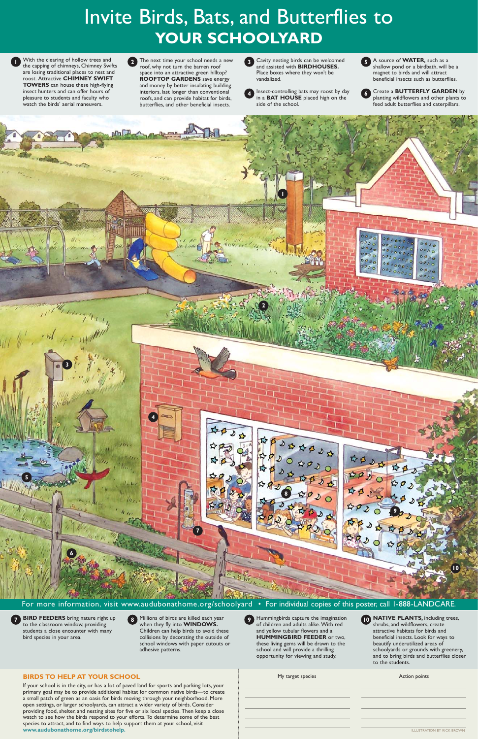# Invite Birds, Bats, and Butterflies to YOUR SCHOOLYARD

1. With the clearing of hollow trees and the capping of chimneys, Chimney Swifts are losing traditional places to nest and roost. Attractive **CHIMNEY SWIFT TOWERS** can house these high-flying insect hunters and can offer hours of pleasure to students and faculty who watch the birds' aerial maneuvers.

2. The next time your school needs a new roof, why not turn the barren roof space into an attractive green hilltop? **ROOFTOP GARDENS** save energy and money by better insulating building interiors, last longer than conventional roofs, and can provide habitat for birds, butterflies, and other beneficial insects.

3. Cavity nesting birds can be welcomed and assisted with **BIRDHOUSES.** Place boxes where they won't be vandalized.

4. Insect-controlling bats may roost by day in a **BAT HOUSE** placed high on the side of the school.

5. A source of **WATER,** such as a shallow pond or a birdbath, will be a magnet to birds and will attract beneficial insects such as butterflies.

6. Create a **BUTTERFLY GARDEN** by planting wildflowers and other plants to feed adult butterflies and caterpillars.

For more information, visit www.audubonathome.org/schoolyard • For individual copies of this poster, call 1-888-LANDCARE.

7. **BIRD FEEDERS** bring nature right up to the classroom window, providing students a close encounter with many bird species in your area.

8. Millions of birds are killed each year when they fly into **WINDOWS.** Children can help birds to avoid these collisions by decorating the outside of school windows with paper cutouts or adhesive patterns.

9. Hummingbirds capture the imagination of children and adults alike. With red and yellow tubular flowers and a **HUMMINGBIRD FEEDER** or two, these living gems will be drawn to the school and will provide a thrilling opportunity for viewing and study.

10. **NATIVE PLANTS,** including trees, shrubs, and wildflowers, create attractive habitats for birds and beneficial insects. Look for ways to beautify underutilized areas of schoolyards or grounds with greenery, and to bring birds and butterflies closer to the students.

## BIRDS TO HELP AT YOUR SCHOOL

If your school is in the city, or has a lot of paved land for sports and parking lots, your primary goal may be to provide additional habitat for common native birds—to create a small patch of green as an oasis for birds moving through your neighborhood. More open settings, or larger schoolyards, can attract a wider variety of birds. Consider providing food, shelter, and nesting sites for five or six local species. Then keep a close watch to see how the birds respond to your efforts. To determine some of the best species to attract, and to find ways to help support them at your school, visit **www.audubonathome.org/birdstohelp.**

| My target species | Action points |
| --- | --- |
| | |
| | |
| | |
| | |
| | |

ILLUSTRATION BY RICK BROWN